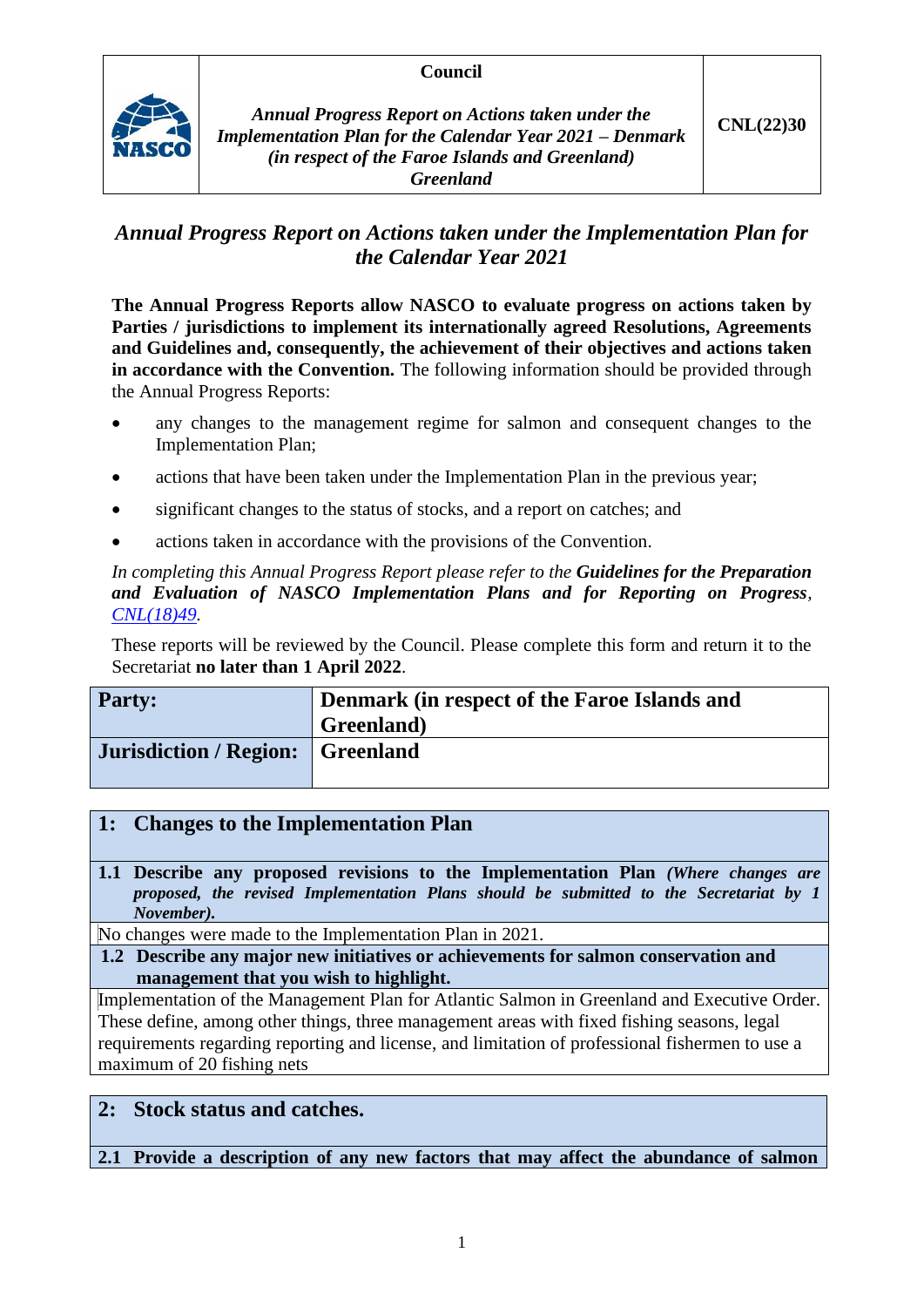| | Council | |
|---|---|---|
| NASCO | *Annual Progress Report on Actions taken under the Implementation Plan for the Calendar Year 2021 – Denmark (in respect of the Faroe Islands and Greenland)* ***Greenland*** | **CNL(22)30** |

## *Annual Progress Report on Actions taken under the Implementation Plan for the Calendar Year 2021*

**The Annual Progress Reports allow NASCO to evaluate progress on actions taken by Parties / jurisdictions to implement its internationally agreed Resolutions, Agreements and Guidelines and, consequently, the achievement of their objectives and actions taken in accordance with the Convention.** The following information should be provided through the Annual Progress Reports:

- any changes to the management regime for salmon and consequent changes to the Implementation Plan;
- actions that have been taken under the Implementation Plan in the previous year;
- significant changes to the status of stocks, and a report on catches; and
- actions taken in accordance with the provisions of the Convention.

*In completing this Annual Progress Report please refer to the* ***Guidelines for the Preparation and Evaluation of NASCO Implementation Plans and for Reporting on Progress****, CNL(18)49.*

These reports will be reviewed by the Council. Please complete this form and return it to the Secretariat **no later than 1 April 2022**.

| | |
|---|---|
| **Party:** | **Denmark (in respect of the Faroe Islands and Greenland)** |
| **Jurisdiction / Region:** | **Greenland** |

| **1: Changes to the Implementation Plan** |
|---|
| **1.1 Describe any proposed revisions to the Implementation Plan** ***(Where changes are proposed, the revised Implementation Plans should be submitted to the Secretariat by 1 November).*** |
| No changes were made to the Implementation Plan in 2021. |
| **1.2 Describe any major new initiatives or achievements for salmon conservation and management that you wish to highlight.** |
| Implementation of the Management Plan for Atlantic Salmon in Greenland and Executive Order. These define, among other things, three management areas with fixed fishing seasons, legal requirements regarding reporting and license, and limitation of professional fishermen to use a maximum of 20 fishing nets |

| **2: Stock status and catches.** |
|---|
| **2.1 Provide a description of any new factors that may affect the abundance of salmon** |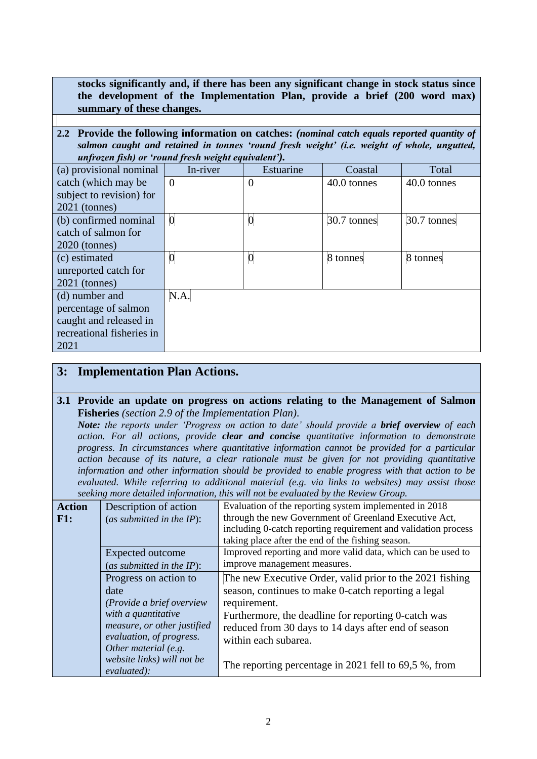**stocks significantly and, if there has been any significant change in stock status since the development of the Implementation Plan, provide a brief (200 word max) summary of these changes.**

**2.2 Provide the following information on catches:** ***(nominal catch equals reported quantity of salmon caught and retained in tonnes 'round fresh weight' (i.e. weight of whole, ungutted, unfrozen fish) or 'round fresh weight equivalent').***

| | In-river | Estuarine | Coastal | Total |
|---|---|---|---|---|
| (a) provisional nominal catch (which may be subject to revision) for 2021 (tonnes) | 0 | 0 | 40.0 tonnes | 40.0 tonnes |
| (b) confirmed nominal catch of salmon for 2020 (tonnes) | 0 | 0 | 30.7 tonnes | 30.7 tonnes |
| (c) estimated unreported catch for 2021 (tonnes) | 0 | 0 | 8 tonnes | 8 tonnes |
| (d) number and percentage of salmon caught and released in recreational fisheries in 2021 | N.A. | | | |

## 3: Implementation Plan Actions.

**3.1 Provide an update on progress on actions relating to the Management of Salmon Fisheries** *(section 2.9 of the Implementation Plan).*
***Note:*** *the reports under 'Progress on action to date' should provide a* ***brief overview*** *of each action. For all actions, provide* ***clear and concise*** *quantitative information to demonstrate progress. In circumstances where quantitative information cannot be provided for a particular action because of its nature, a clear rationale must be given for not providing quantitative information and other information should be provided to enable progress with that action to be evaluated. While referring to additional material (e.g. via links to websites) may assist those seeking more detailed information, this will not be evaluated by the Review Group.*

| **Action F1:** | Description of action (*as submitted in the IP*): | Evaluation of the reporting system implemented in 2018 through the new Government of Greenland Executive Act, including 0-catch reporting requirement and validation process taking place after the end of the fishing season. |
|---|---|---|
| | Expected outcome (*as submitted in the IP*): | Improved reporting and more valid data, which can be used to improve management measures. |
| | Progress on action to date *(Provide a brief overview with a quantitative measure, or other justified evaluation, of progress. Other material (e.g. website links) will not be evaluated):* | The new Executive Order, valid prior to the 2021 fishing season, continues to make 0-catch reporting a legal requirement.<br>Furthermore, the deadline for reporting 0-catch was reduced from 30 days to 14 days after end of season within each subarea.<br><br>The reporting percentage in 2021 fell to 69,5 %, from |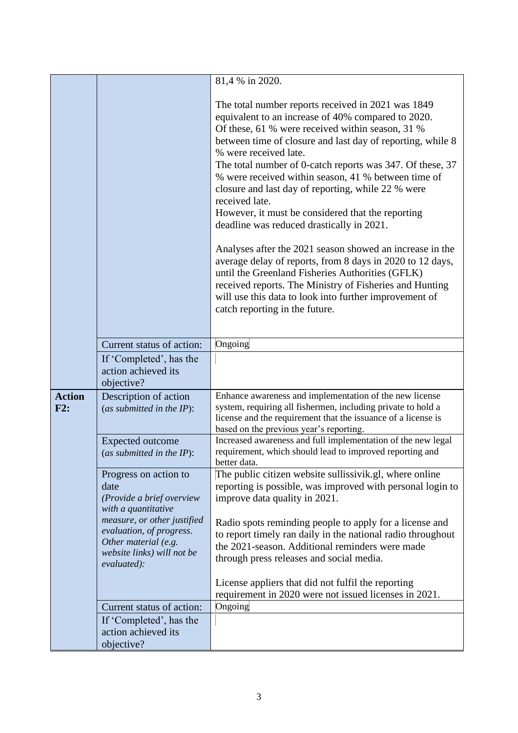| | | |
|---|---|---|
| | | 81,4 % in 2020.<br><br>The total number reports received in 2021 was 1849 equivalent to an increase of 40% compared to 2020.<br>Of these, 61 % were received within season, 31 % between time of closure and last day of reporting, while 8 % were received late.<br>The total number of 0-catch reports was 347. Of these, 37 % were received within season, 41 % between time of closure and last day of reporting, while 22 % were received late.<br>However, it must be considered that the reporting deadline was reduced drastically in 2021.<br><br>Analyses after the 2021 season showed an increase in the average delay of reports, from 8 days in 2020 to 12 days, until the Greenland Fisheries Authorities (GFLK) received reports. The Ministry of Fisheries and Hunting will use this data to look into further improvement of catch reporting in the future. |
| | Current status of action: | Ongoing |
| | If 'Completed', has the action achieved its objective? | |
| **Action F2:** | Description of action (*as submitted in the IP*): | Enhance awareness and implementation of the new license system, requiring all fishermen, including private to hold a license and the requirement that the issuance of a license is based on the previous year's reporting. |
| | Expected outcome (*as submitted in the IP*): | Increased awareness and full implementation of the new legal requirement, which should lead to improved reporting and better data. |
| | Progress on action to date *(Provide a brief overview with a quantitative measure, or other justified evaluation, of progress. Other material (e.g. website links) will not be evaluated):* | The public citizen website sullissivik.gl, where online reporting is possible, was improved with personal login to improve data quality in 2021.<br><br>Radio spots reminding people to apply for a license and to report timely ran daily in the national radio throughout the 2021-season. Additional reminders were made through press releases and social media.<br><br>License appliers that did not fulfil the reporting requirement in 2020 were not issued licenses in 2021. |
| | Current status of action: | Ongoing |
| | If 'Completed', has the action achieved its objective? | |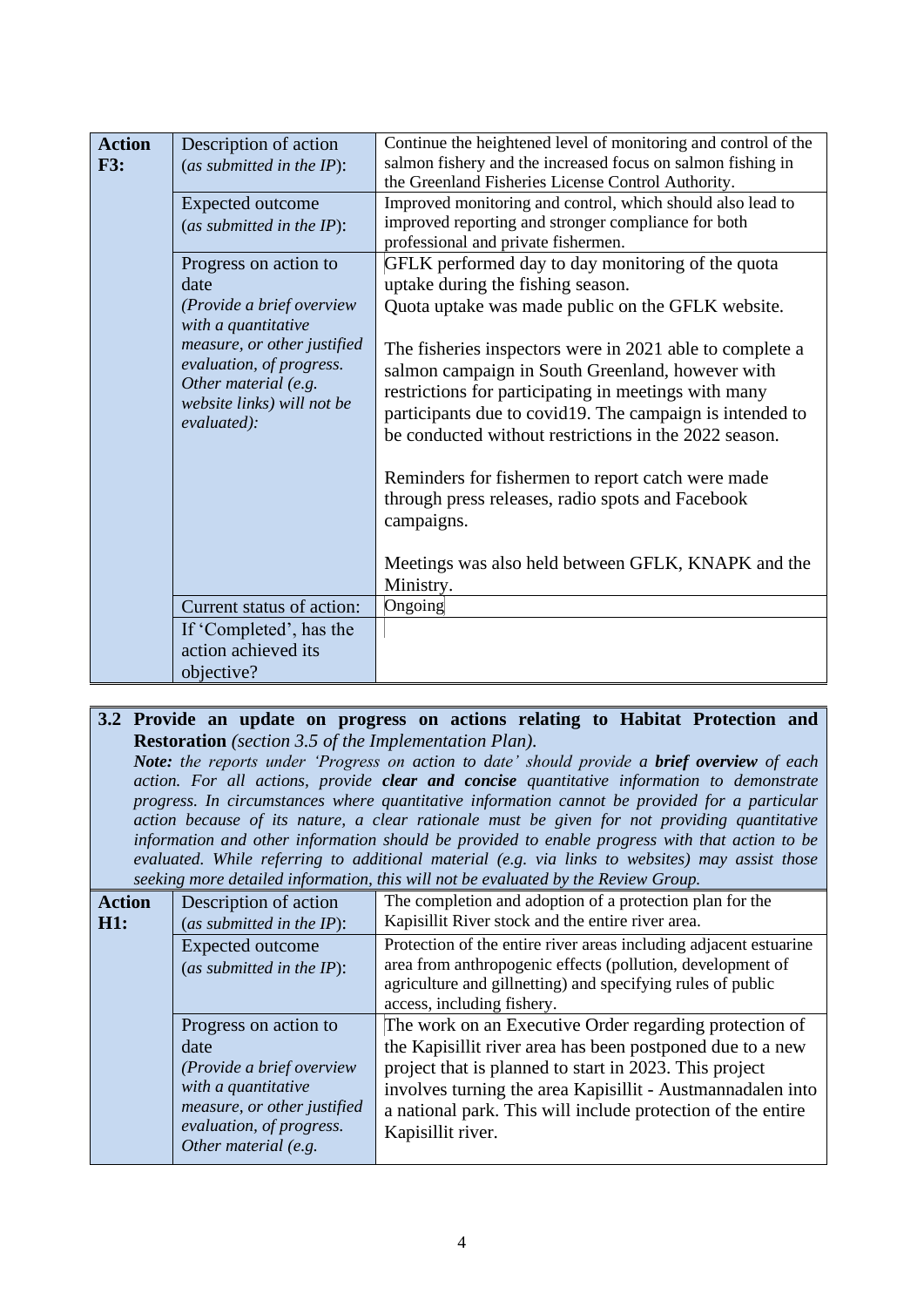| Action F3: | Description of action (*as submitted in the IP*): | Continue the heightened level of monitoring and control of the salmon fishery and the increased focus on salmon fishing in the Greenland Fisheries License Control Authority. |
|---|---|---|
| | Expected outcome (*as submitted in the IP*): | Improved monitoring and control, which should also lead to improved reporting and stronger compliance for both professional and private fishermen. |
| | Progress on action to date *(Provide a brief overview with a quantitative measure, or other justified evaluation, of progress. Other material (e.g. website links) will not be evaluated)*: | GFLK performed day to day monitoring of the quota uptake during the fishing season.<br>Quota uptake was made public on the GFLK website.<br><br>The fisheries inspectors were in 2021 able to complete a salmon campaign in South Greenland, however with restrictions for participating in meetings with many participants due to covid19. The campaign is intended to be conducted without restrictions in the 2022 season.<br><br>Reminders for fishermen to report catch were made through press releases, radio spots and Facebook campaigns.<br><br>Meetings was also held between GFLK, KNAPK and the Ministry. |
| | Current status of action: | Ongoing |
| | If 'Completed', has the action achieved its objective? | |

**3.2 Provide an update on progress on actions relating to Habitat Protection and Restoration** *(section 3.5 of the Implementation Plan).*

***Note:*** *the reports under 'Progress on action to date' should provide a* ***brief overview*** *of each action. For all actions, provide* ***clear and concise*** *quantitative information to demonstrate progress. In circumstances where quantitative information cannot be provided for a particular action because of its nature, a clear rationale must be given for not providing quantitative information and other information should be provided to enable progress with that action to be evaluated. While referring to additional material (e.g. via links to websites) may assist those seeking more detailed information, this will not be evaluated by the Review Group.*

| Action H1: | Description of action (*as submitted in the IP*): | The completion and adoption of a protection plan for the Kapisillit River stock and the entire river area. |
|---|---|---|
| | Expected outcome (*as submitted in the IP*): | Protection of the entire river areas including adjacent estuarine area from anthropogenic effects (pollution, development of agriculture and gillnetting) and specifying rules of public access, including fishery. |
| | Progress on action to date *(Provide a brief overview with a quantitative measure, or other justified evaluation, of progress. Other material (e.g.* | The work on an Executive Order regarding protection of the Kapisillit river area has been postponed due to a new project that is planned to start in 2023. This project involves turning the area Kapisillit - Austmannadalen into a national park. This will include protection of the entire Kapisillit river. |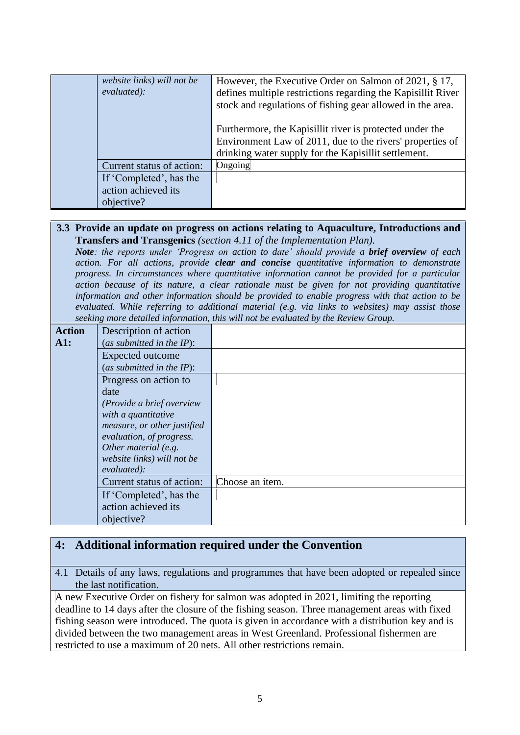| | | |
|---|---|---|
| | *website links) will not be evaluated):* | However, the Executive Order on Salmon of 2021, § 17, defines multiple restrictions regarding the Kapisillit River stock and regulations of fishing gear allowed in the area.<br><br>Furthermore, the Kapisillit river is protected under the Environment Law of 2011, due to the rivers' properties of drinking water supply for the Kapisillit settlement. |
| | Current status of action: | Ongoing |
| | If 'Completed', has the action achieved its objective? | |

**3.3 Provide an update on progress on actions relating to Aquaculture, Introductions and Transfers and Transgenics** *(section 4.11 of the Implementation Plan).*
***Note**: the reports under 'Progress on action to date' should provide a **brief overview** of each action. For all actions, provide **clear and concise** quantitative information to demonstrate progress. In circumstances where quantitative information cannot be provided for a particular action because of its nature, a clear rationale must be given for not providing quantitative information and other information should be provided to enable progress with that action to be evaluated. While referring to additional material (e.g. via links to websites) may assist those seeking more detailed information, this will not be evaluated by the Review Group.*

| | | |
|---|---|---|
| **Action A1:** | Description of action (*as submitted in the IP*): | |
| | Expected outcome (*as submitted in the IP*): | |
| | Progress on action to date *(Provide a brief overview with a quantitative measure, or other justified evaluation, of progress. Other material (e.g. website links) will not be evaluated):* | |
| | Current status of action: | Choose an item. |
| | If 'Completed', has the action achieved its objective? | |

## 4: Additional information required under the Convention

4.1 Details of any laws, regulations and programmes that have been adopted or repealed since the last notification.

A new Executive Order on fishery for salmon was adopted in 2021, limiting the reporting deadline to 14 days after the closure of the fishing season. Three management areas with fixed fishing season were introduced. The quota is given in accordance with a distribution key and is divided between the two management areas in West Greenland. Professional fishermen are restricted to use a maximum of 20 nets. All other restrictions remain.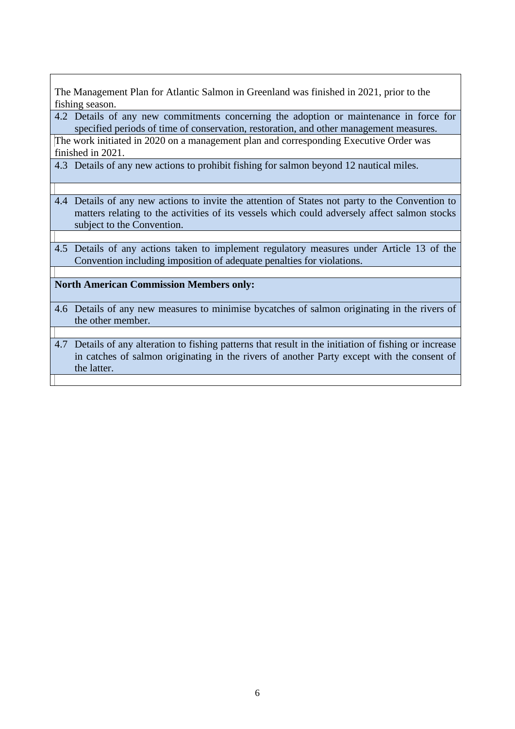The Management Plan for Atlantic Salmon in Greenland was finished in 2021, prior to the fishing season.

4.2 Details of any new commitments concerning the adoption or maintenance in force for specified periods of time of conservation, restoration, and other management measures.

The work initiated in 2020 on a management plan and corresponding Executive Order was finished in 2021.

4.3 Details of any new actions to prohibit fishing for salmon beyond 12 nautical miles.

4.4 Details of any new actions to invite the attention of States not party to the Convention to matters relating to the activities of its vessels which could adversely affect salmon stocks subject to the Convention.

4.5 Details of any actions taken to implement regulatory measures under Article 13 of the Convention including imposition of adequate penalties for violations.

**North American Commission Members only:**

4.6 Details of any new measures to minimise bycatches of salmon originating in the rivers of the other member.

4.7 Details of any alteration to fishing patterns that result in the initiation of fishing or increase in catches of salmon originating in the rivers of another Party except with the consent of the latter.